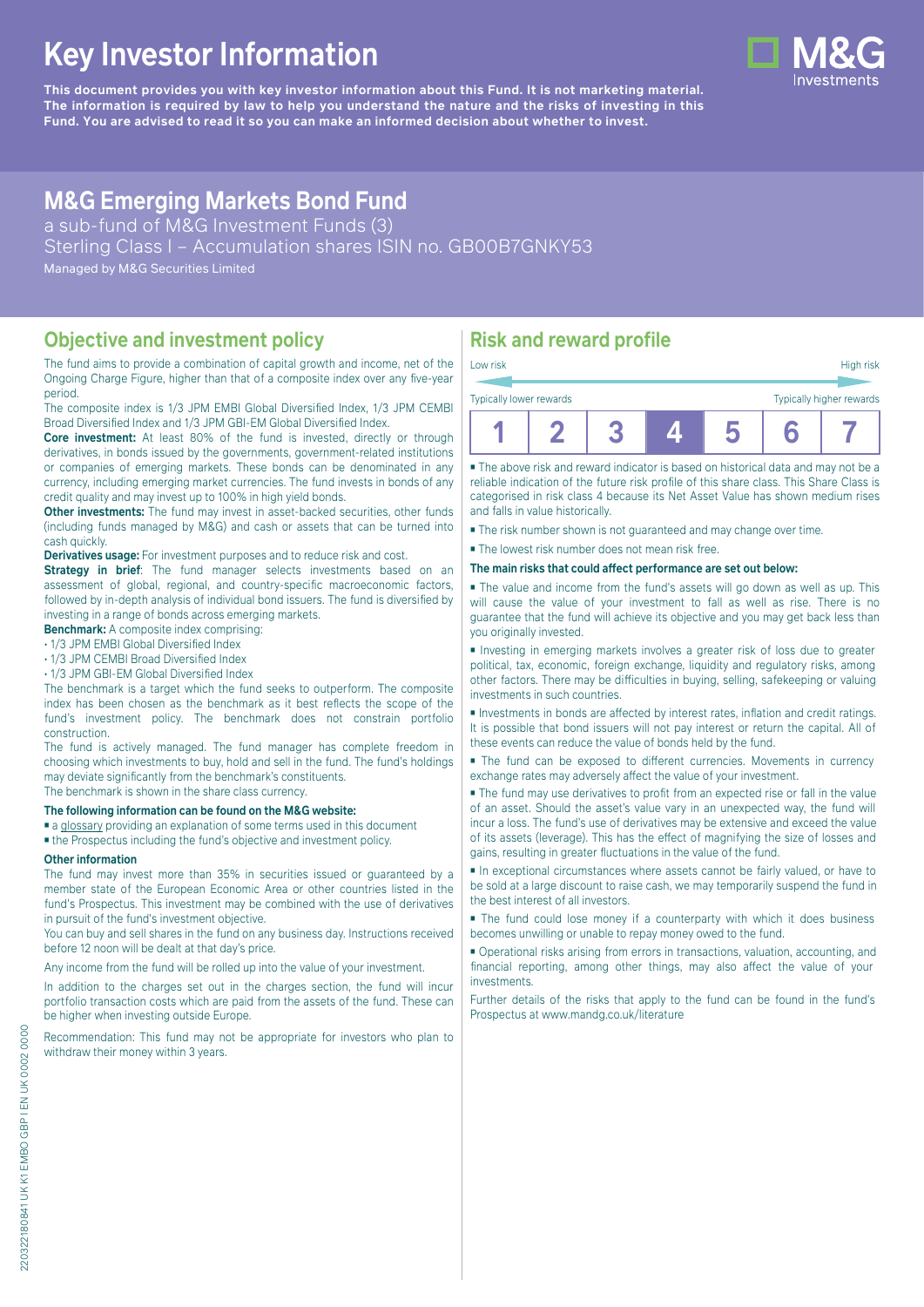# Key Investor Information

**This document provides you with key investor information about this Fund. It is not marketing material. The information is required by law to help you understand the nature and the risks of investing in this Fund. You are advised to read it so you can make an informed decision about whether to invest.**

## M&G Emerging Markets Bond Fund

a sub-fund of M&G Investment Funds (3)
Sterling Class I – Accumulation shares ISIN no. GB00B7GNKY53
Managed by M&G Securities Limited

## Objective and investment policy

The fund aims to provide a combination of capital growth and income, net of the Ongoing Charge Figure, higher than that of a composite index over any five-year period.

The composite index is 1/3 JPM EMBI Global Diversified Index, 1/3 JPM CEMBI Broad Diversified Index and 1/3 JPM GBI-EM Global Diversified Index.

**Core investment:** At least 80% of the fund is invested, directly or through derivatives, in bonds issued by the governments, government-related institutions or companies of emerging markets. These bonds can be denominated in any currency, including emerging market currencies. The fund invests in bonds of any credit quality and may invest up to 100% in high yield bonds.

**Other investments:** The fund may invest in asset-backed securities, other funds (including funds managed by M&G) and cash or assets that can be turned into cash quickly.

**Derivatives usage:** For investment purposes and to reduce risk and cost.

**Strategy in brief**: The fund manager selects investments based on an assessment of global, regional, and country-specific macroeconomic factors, followed by in-depth analysis of individual bond issuers. The fund is diversified by investing in a range of bonds across emerging markets.

**Benchmark:** A composite index comprising:

- 1/3 JPM EMBI Global Diversified Index
- 1/3 JPM CEMBI Broad Diversified Index
- 1/3 JPM GBI-EM Global Diversified Index

The benchmark is a target which the fund seeks to outperform. The composite index has been chosen as the benchmark as it best reflects the scope of the fund's investment policy. The benchmark does not constrain portfolio construction.

The fund is actively managed. The fund manager has complete freedom in choosing which investments to buy, hold and sell in the fund. The fund's holdings may deviate significantly from the benchmark's constituents.

The benchmark is shown in the share class currency.

**The following information can be found on the M&G website:**

- a glossary providing an explanation of some terms used in this document
- the Prospectus including the fund's objective and investment policy.

**Other information**

The fund may invest more than 35% in securities issued or guaranteed by a member state of the European Economic Area or other countries listed in the fund's Prospectus. This investment may be combined with the use of derivatives in pursuit of the fund's investment objective.

You can buy and sell shares in the fund on any business day. Instructions received before 12 noon will be dealt at that day's price.

Any income from the fund will be rolled up into the value of your investment.

In addition to the charges set out in the charges section, the fund will incur portfolio transaction costs which are paid from the assets of the fund. These can be higher when investing outside Europe.

Recommendation: This fund may not be appropriate for investors who plan to withdraw their money within 3 years.

## Risk and reward profile

Low risk — High risk

Typically lower rewards — Typically higher rewards

| 1 | 2 | 3 | **4** | 5 | 6 | 7 |
|---|---|---|---|---|---|---|

- The above risk and reward indicator is based on historical data and may not be a reliable indication of the future risk profile of this share class. This Share Class is categorised in risk class 4 because its Net Asset Value has shown medium rises and falls in value historically.
- The risk number shown is not guaranteed and may change over time.
- The lowest risk number does not mean risk free.

**The main risks that could affect performance are set out below:**

- The value and income from the fund's assets will go down as well as up. This will cause the value of your investment to fall as well as rise. There is no guarantee that the fund will achieve its objective and you may get back less than you originally invested.
- Investing in emerging markets involves a greater risk of loss due to greater political, tax, economic, foreign exchange, liquidity and regulatory risks, among other factors. There may be difficulties in buying, selling, safekeeping or valuing investments in such countries.
- Investments in bonds are affected by interest rates, inflation and credit ratings. It is possible that bond issuers will not pay interest or return the capital. All of these events can reduce the value of bonds held by the fund.
- The fund can be exposed to different currencies. Movements in currency exchange rates may adversely affect the value of your investment.
- The fund may use derivatives to profit from an expected rise or fall in the value of an asset. Should the asset's value vary in an unexpected way, the fund will incur a loss. The fund's use of derivatives may be extensive and exceed the value of its assets (leverage). This has the effect of magnifying the size of losses and gains, resulting in greater fluctuations in the value of the fund.
- In exceptional circumstances where assets cannot be fairly valued, or have to be sold at a large discount to raise cash, we may temporarily suspend the fund in the best interest of all investors.
- The fund could lose money if a counterparty with which it does business becomes unwilling or unable to repay money owed to the fund.
- Operational risks arising from errors in transactions, valuation, accounting, and financial reporting, among other things, may also affect the value of your investments.

Further details of the risks that apply to the fund can be found in the fund's Prospectus at www.mandg.co.uk/literature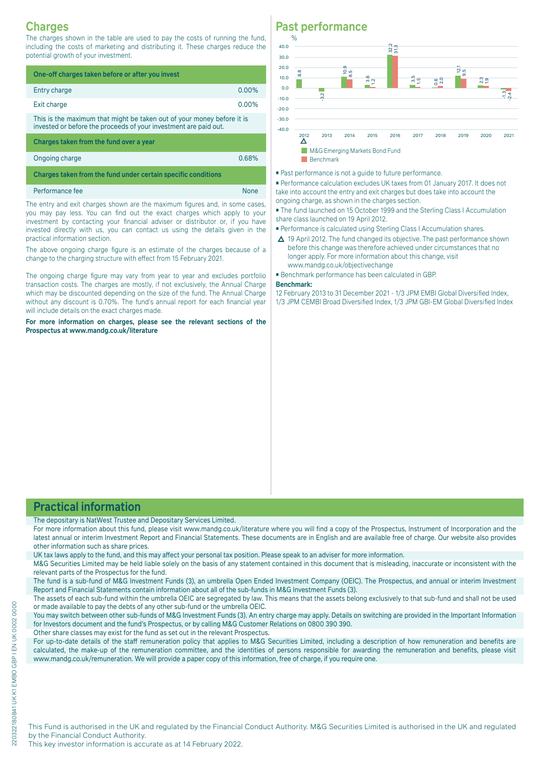## Charges

The charges shown in the table are used to pay the costs of running the fund, including the costs of marketing and distributing it. These charges reduce the potential growth of your investment.

| One-off charges taken before or after you invest | |
|---|---|
| Entry charge | 0.00% |
| Exit charge | 0.00% |
| This is the maximum that might be taken out of your money before it is invested or before the proceeds of your investment are paid out. | |
| **Charges taken from the fund over a year** | |
| Ongoing charge | 0.68% |
| **Charges taken from the fund under certain specific conditions** | |
| Performance fee | None |

The entry and exit charges shown are the maximum figures and, in some cases, you may pay less. You can find out the exact charges which apply to your investment by contacting your financial adviser or distributor or, if you have invested directly with us, you can contact us using the details given in the practical information section.

The above ongoing charge figure is an estimate of the charges because of a change to the charging structure with effect from 15 February 2021.

The ongoing charge figure may vary from year to year and excludes portfolio transaction costs. The charges are mostly, if not exclusively, the Annual Charge which may be discounted depending on the size of the fund. The Annual Charge without any discount is 0.70%. The fund's annual report for each financial year will include details on the exact charges made.

**For more information on charges, please see the relevant sections of the Prospectus at www.mandg.co.uk/literature**

## Past performance

%
40.0
30.0
20.0
10.0
0.0
-10.0
-20.0
-30.0
-40.0

2012: 8.8
2013: -3.2
2014: 10.9, 8.5
2015: 3.6, 1.2
2016: 32.2, 31.3
2017: 3.5, 1.5
2018: 0.6, 2.0
2019: 12.1, 9.5
2020: 2.3, 1.9
2021: -1.3, -2.4

M&G Emerging Markets Bond Fund
Benchmark

- Past performance is not a guide to future performance.
- Performance calculation excludes UK taxes from 01 January 2017. It does not take into account the entry and exit charges but does take into account the ongoing charge, as shown in the charges section.
- The fund launched on 15 October 1999 and the Sterling Class I Accumulation share class launched on 19 April 2012.
- Performance is calculated using Sterling Class I Accumulation shares.
- △ 19 April 2012. The fund changed its objective. The past performance shown before this change was therefore achieved under circumstances that no longer apply. For more information about this change, visit www.mandg.co.uk/objectivechange
- Benchmark performance has been calculated in GBP.

**Benchmark:**

12 February 2013 to 31 December 2021 - 1/3 JPM EMBI Global Diversified Index, 1/3 JPM CEMBI Broad Diversified Index, 1/3 JPM GBI-EM Global Diversified Index

## Practical information

The depositary is NatWest Trustee and Depositary Services Limited.

For more information about this fund, please visit www.mandg.co.uk/literature where you will find a copy of the Prospectus, Instrument of Incorporation and the latest annual or interim Investment Report and Financial Statements. These documents are in English and are available free of charge. Our website also provides other information such as share prices.

UK tax laws apply to the fund, and this may affect your personal tax position. Please speak to an adviser for more information.

M&G Securities Limited may be held liable solely on the basis of any statement contained in this document that is misleading, inaccurate or inconsistent with the relevant parts of the Prospectus for the fund.

The fund is a sub-fund of M&G Investment Funds (3), an umbrella Open Ended Investment Company (OEIC). The Prospectus, and annual or interim Investment Report and Financial Statements contain information about all of the sub-funds in M&G Investment Funds (3).

The assets of each sub-fund within the umbrella OEIC are segregated by law. This means that the assets belong exclusively to that sub-fund and shall not be used or made available to pay the debts of any other sub-fund or the umbrella OEIC.

You may switch between other sub-funds of M&G Investment Funds (3). An entry charge may apply. Details on switching are provided in the Important Information for Investors document and the fund's Prospectus, or by calling M&G Customer Relations on 0800 390 390.

Other share classes may exist for the fund as set out in the relevant Prospectus.

For up-to-date details of the staff remuneration policy that applies to M&G Securities Limited, including a description of how remuneration and benefits are calculated, the make-up of the remuneration committee, and the identities of persons responsible for awarding the remuneration and benefits, please visit www.mandg.co.uk/remuneration. We will provide a paper copy of this information, free of charge, if you require one.

This Fund is authorised in the UK and regulated by the Financial Conduct Authority. M&G Securities Limited is authorised in the UK and regulated by the Financial Conduct Authority.
This key investor information is accurate as at 14 February 2022.